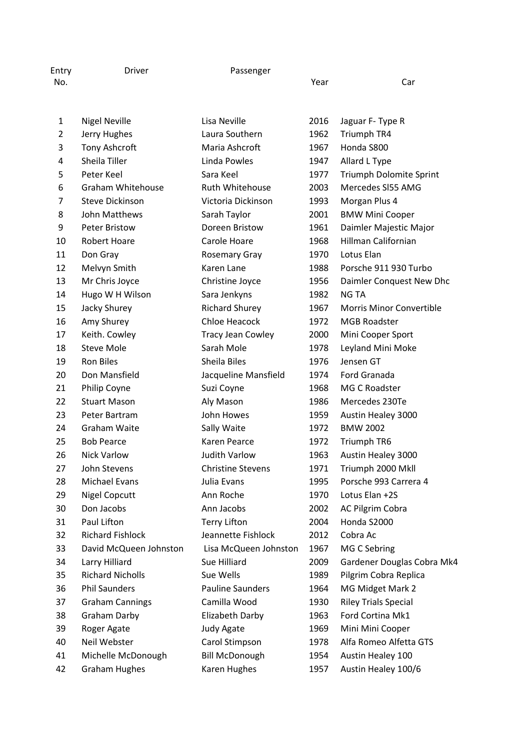| Entry No. | Driver | Passenger | Year | Car |
|---|---|---|---|---|
| 1 | Nigel Neville | Lisa Neville | 2016 | Jaguar F- Type R |
| 2 | Jerry Hughes | Laura Southern | 1962 | Triumph TR4 |
| 3 | Tony Ashcroft | Maria Ashcroft | 1967 | Honda S800 |
| 4 | Sheila Tiller | Linda Powles | 1947 | Allard L Type |
| 5 | Peter Keel | Sara Keel | 1977 | Triumph Dolomite Sprint |
| 6 | Graham Whitehouse | Ruth Whitehouse | 2003 | Mercedes Sl55 AMG |
| 7 | Steve Dickinson | Victoria Dickinson | 1993 | Morgan Plus 4 |
| 8 | John Matthews | Sarah Taylor | 2001 | BMW Mini Cooper |
| 9 | Peter Bristow | Doreen Bristow | 1961 | Daimler Majestic Major |
| 10 | Robert Hoare | Carole Hoare | 1968 | Hillman Californian |
| 11 | Don Gray | Rosemary Gray | 1970 | Lotus Elan |
| 12 | Melvyn Smith | Karen Lane | 1988 | Porsche 911 930 Turbo |
| 13 | Mr Chris Joyce | Christine Joyce | 1956 | Daimler Conquest New Dhc |
| 14 | Hugo W H Wilson | Sara Jenkyns | 1982 | NG TA |
| 15 | Jacky Shurey | Richard Shurey | 1967 | Morris Minor Convertible |
| 16 | Amy Shurey | Chloe Heacock | 1972 | MGB Roadster |
| 17 | Keith. Cowley | Tracy Jean Cowley | 2000 | Mini Cooper Sport |
| 18 | Steve Mole | Sarah Mole | 1978 | Leyland Mini Moke |
| 19 | Ron Biles | Sheila Biles | 1976 | Jensen GT |
| 20 | Don Mansfield | Jacqueline Mansfield | 1974 | Ford Granada |
| 21 | Philip Coyne | Suzi Coyne | 1968 | MG C Roadster |
| 22 | Stuart Mason | Aly Mason | 1986 | Mercedes 230Te |
| 23 | Peter Bartram | John Howes | 1959 | Austin Healey 3000 |
| 24 | Graham Waite | Sally Waite | 1972 | BMW 2002 |
| 25 | Bob Pearce | Karen Pearce | 1972 | Triumph TR6 |
| 26 | Nick Varlow | Judith Varlow | 1963 | Austin Healey 3000 |
| 27 | John Stevens | Christine Stevens | 1971 | Triumph 2000 Mkll |
| 28 | Michael Evans | Julia Evans | 1995 | Porsche 993 Carrera 4 |
| 29 | Nigel Copcutt | Ann Roche | 1970 | Lotus Elan +2S |
| 30 | Don Jacobs | Ann Jacobs | 2002 | AC Pilgrim Cobra |
| 31 | Paul Lifton | Terry Lifton | 2004 | Honda S2000 |
| 32 | Richard Fishlock | Jeannette Fishlock | 2012 | Cobra Ac |
| 33 | David McQueen Johnston | Lisa McQueen Johnston | 1967 | MG C Sebring |
| 34 | Larry Hilliard | Sue Hilliard | 2009 | Gardener Douglas Cobra Mk4 |
| 35 | Richard Nicholls | Sue Wells | 1989 | Pilgrim Cobra Replica |
| 36 | Phil Saunders | Pauline Saunders | 1964 | MG Midget Mark 2 |
| 37 | Graham Cannings | Camilla Wood | 1930 | Riley Trials Special |
| 38 | Graham Darby | Elizabeth Darby | 1963 | Ford Cortina Mk1 |
| 39 | Roger Agate | Judy Agate | 1969 | Mini Mini Cooper |
| 40 | Neil Webster | Carol Stimpson | 1978 | Alfa Romeo Alfetta GTS |
| 41 | Michelle McDonough | Bill McDonough | 1954 | Austin Healey 100 |
| 42 | Graham Hughes | Karen Hughes | 1957 | Austin Healey 100/6 |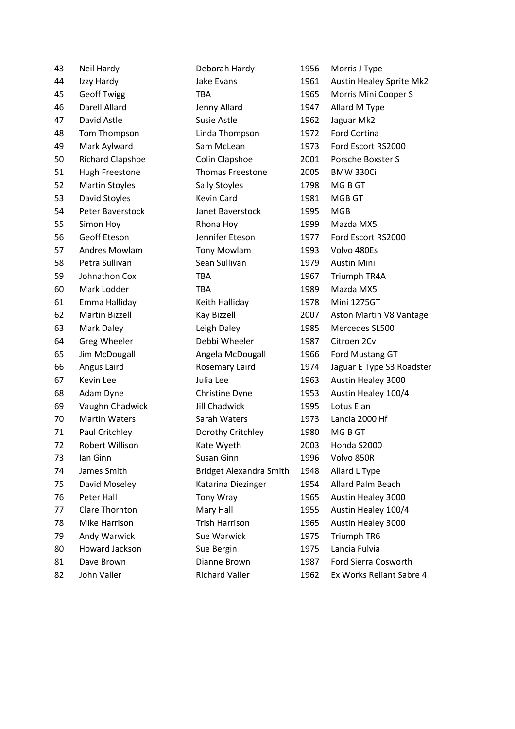| | | | | |
|---|---|---|---|---|
| 43 | Neil Hardy | Deborah Hardy | 1956 | Morris J Type |
| 44 | Izzy Hardy | Jake Evans | 1961 | Austin Healey Sprite Mk2 |
| 45 | Geoff Twigg | TBA | 1965 | Morris Mini Cooper S |
| 46 | Darell Allard | Jenny Allard | 1947 | Allard M Type |
| 47 | David Astle | Susie Astle | 1962 | Jaguar Mk2 |
| 48 | Tom Thompson | Linda Thompson | 1972 | Ford Cortina |
| 49 | Mark Aylward | Sam McLean | 1973 | Ford Escort RS2000 |
| 50 | Richard Clapshoe | Colin Clapshoe | 2001 | Porsche Boxster S |
| 51 | Hugh Freestone | Thomas Freestone | 2005 | BMW 330Ci |
| 52 | Martin Stoyles | Sally Stoyles | 1798 | MG B GT |
| 53 | David Stoyles | Kevin Card | 1981 | MGB GT |
| 54 | Peter Baverstock | Janet Baverstock | 1995 | MGB |
| 55 | Simon Hoy | Rhona Hoy | 1999 | Mazda MX5 |
| 56 | Geoff Eteson | Jennifer Eteson | 1977 | Ford Escort RS2000 |
| 57 | Andres Mowlam | Tony Mowlam | 1993 | Volvo 480Es |
| 58 | Petra Sullivan | Sean Sullivan | 1979 | Austin Mini |
| 59 | Johnathon Cox | TBA | 1967 | Triumph TR4A |
| 60 | Mark Lodder | TBA | 1989 | Mazda MX5 |
| 61 | Emma Halliday | Keith Halliday | 1978 | Mini 1275GT |
| 62 | Martin Bizzell | Kay Bizzell | 2007 | Aston Martin V8 Vantage |
| 63 | Mark Daley | Leigh Daley | 1985 | Mercedes SL500 |
| 64 | Greg Wheeler | Debbi Wheeler | 1987 | Citroen 2Cv |
| 65 | Jim McDougall | Angela McDougall | 1966 | Ford Mustang GT |
| 66 | Angus Laird | Rosemary Laird | 1974 | Jaguar E Type S3 Roadster |
| 67 | Kevin Lee | Julia Lee | 1963 | Austin Healey 3000 |
| 68 | Adam Dyne | Christine Dyne | 1953 | Austin Healey 100/4 |
| 69 | Vaughn Chadwick | Jill Chadwick | 1995 | Lotus Elan |
| 70 | Martin Waters | Sarah Waters | 1973 | Lancia 2000 Hf |
| 71 | Paul Critchley | Dorothy Critchley | 1980 | MG B GT |
| 72 | Robert Willison | Kate Wyeth | 2003 | Honda S2000 |
| 73 | Ian Ginn | Susan Ginn | 1996 | Volvo 850R |
| 74 | James Smith | Bridget Alexandra Smith | 1948 | Allard L Type |
| 75 | David Moseley | Katarina Diezinger | 1954 | Allard Palm Beach |
| 76 | Peter Hall | Tony Wray | 1965 | Austin Healey 3000 |
| 77 | Clare Thornton | Mary Hall | 1955 | Austin Healey 100/4 |
| 78 | Mike Harrison | Trish Harrison | 1965 | Austin Healey 3000 |
| 79 | Andy Warwick | Sue Warwick | 1975 | Triumph TR6 |
| 80 | Howard Jackson | Sue Bergin | 1975 | Lancia Fulvia |
| 81 | Dave Brown | Dianne Brown | 1987 | Ford Sierra Cosworth |
| 82 | John Valler | Richard Valler | 1962 | Ex Works Reliant Sabre 4 |